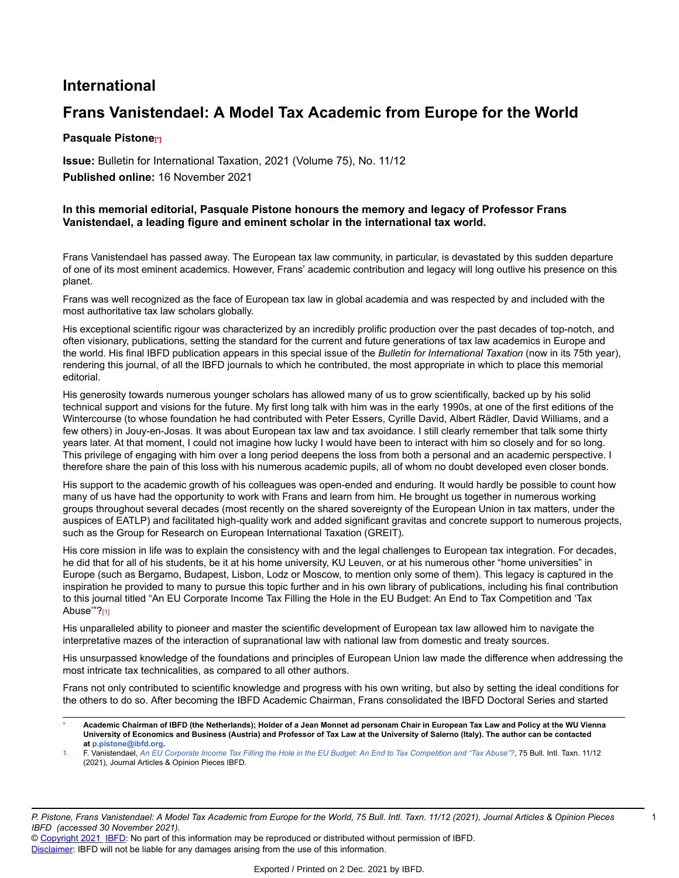# International

# Frans Vanistendael: A Model Tax Academic from Europe for the World

**Pasquale Pistone**[*]

**Issue:** Bulletin for International Taxation, 2021 (Volume 75), No. 11/12

**Published online:** 16 November 2021

**In this memorial editorial, Pasquale Pistone honours the memory and legacy of Professor Frans Vanistendael, a leading figure and eminent scholar in the international tax world.**

Frans Vanistendael has passed away. The European tax law community, in particular, is devastated by this sudden departure of one of its most eminent academics. However, Frans' academic contribution and legacy will long outlive his presence on this planet.

Frans was well recognized as the face of European tax law in global academia and was respected by and included with the most authoritative tax law scholars globally.

His exceptional scientific rigour was characterized by an incredibly prolific production over the past decades of top-notch, and often visionary, publications, setting the standard for the current and future generations of tax law academics in Europe and the world. His final IBFD publication appears in this special issue of the *Bulletin for International Taxation* (now in its 75th year), rendering this journal, of all the IBFD journals to which he contributed, the most appropriate in which to place this memorial editorial.

His generosity towards numerous younger scholars has allowed many of us to grow scientifically, backed up by his solid technical support and visions for the future. My first long talk with him was in the early 1990s, at one of the first editions of the Wintercourse (to whose foundation he had contributed with Peter Essers, Cyrille David, Albert Rädler, David Williams, and a few others) in Jouy-en-Josas. It was about European tax law and tax avoidance. I still clearly remember that talk some thirty years later. At that moment, I could not imagine how lucky I would have been to interact with him so closely and for so long. This privilege of engaging with him over a long period deepens the loss from both a personal and an academic perspective. I therefore share the pain of this loss with his numerous academic pupils, all of whom no doubt developed even closer bonds.

His support to the academic growth of his colleagues was open-ended and enduring. It would hardly be possible to count how many of us have had the opportunity to work with Frans and learn from him. He brought us together in numerous working groups throughout several decades (most recently on the shared sovereignty of the European Union in tax matters, under the auspices of EATLP) and facilitated high-quality work and added significant gravitas and concrete support to numerous projects, such as the Group for Research on European International Taxation (GREIT).

His core mission in life was to explain the consistency with and the legal challenges to European tax integration. For decades, he did that for all of his students, be it at his home university, KU Leuven, or at his numerous other "home universities" in Europe (such as Bergamo, Budapest, Lisbon, Lodz or Moscow, to mention only some of them). This legacy is captured in the inspiration he provided to many to pursue this topic further and in his own library of publications, including his final contribution to this journal titled "An EU Corporate Income Tax Filling the Hole in the EU Budget: An End to Tax Competition and 'Tax Abuse'"?[1]

His unparalleled ability to pioneer and master the scientific development of European tax law allowed him to navigate the interpretative mazes of the interaction of supranational law with national law from domestic and treaty sources.

His unsurpassed knowledge of the foundations and principles of European Union law made the difference when addressing the most intricate tax technicalities, as compared to all other authors.

Frans not only contributed to scientific knowledge and progress with his own writing, but also by setting the ideal conditions for the others to do so. After becoming the IBFD Academic Chairman, Frans consolidated the IBFD Doctoral Series and started

---

[*] **Academic Chairman of IBFD (the Netherlands); Holder of a Jean Monnet ad personam Chair in European Tax Law and Policy at the WU Vienna University of Economics and Business (Austria) and Professor of Tax Law at the University of Salerno (Italy). The author can be contacted at p.pistone@ibfd.org.**

[1] F. Vanistendael, *An EU Corporate Income Tax Filling the Hole in the EU Budget: An End to Tax Competition and "Tax Abuse"?*, 75 Bull. Intl. Taxn. 11/12 (2021), Journal Articles & Opinion Pieces IBFD.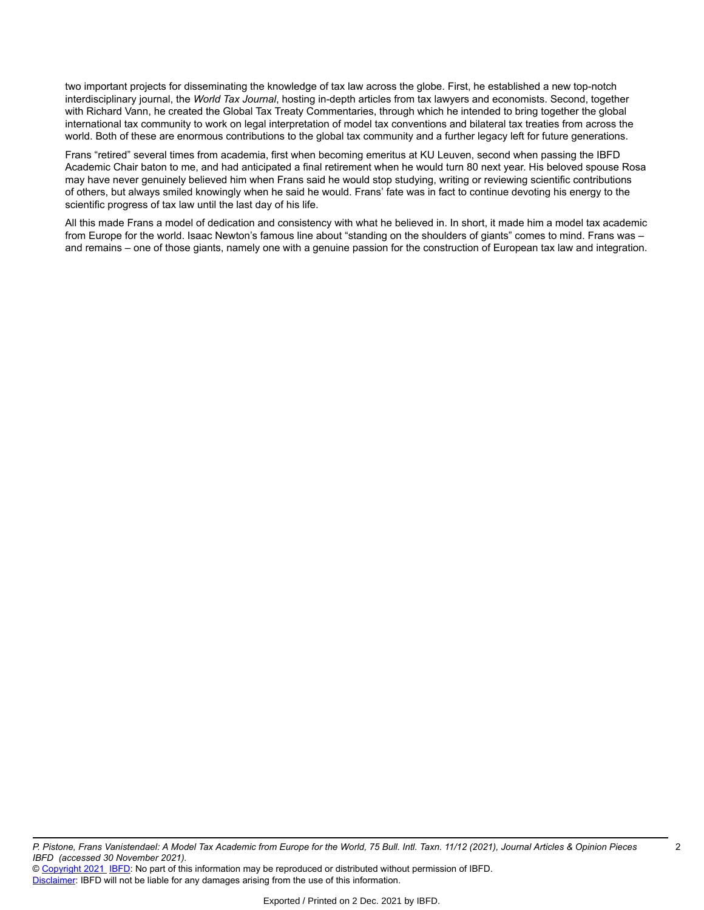two important projects for disseminating the knowledge of tax law across the globe. First, he established a new top-notch interdisciplinary journal, the *World Tax Journal*, hosting in-depth articles from tax lawyers and economists. Second, together with Richard Vann, he created the Global Tax Treaty Commentaries, through which he intended to bring together the global international tax community to work on legal interpretation of model tax conventions and bilateral tax treaties from across the world. Both of these are enormous contributions to the global tax community and a further legacy left for future generations.

Frans "retired" several times from academia, first when becoming emeritus at KU Leuven, second when passing the IBFD Academic Chair baton to me, and had anticipated a final retirement when he would turn 80 next year. His beloved spouse Rosa may have never genuinely believed him when Frans said he would stop studying, writing or reviewing scientific contributions of others, but always smiled knowingly when he said he would. Frans' fate was in fact to continue devoting his energy to the scientific progress of tax law until the last day of his life.

All this made Frans a model of dedication and consistency with what he believed in. In short, it made him a model tax academic from Europe for the world. Isaac Newton's famous line about "standing on the shoulders of giants" comes to mind. Frans was – and remains – one of those giants, namely one with a genuine passion for the construction of European tax law and integration.